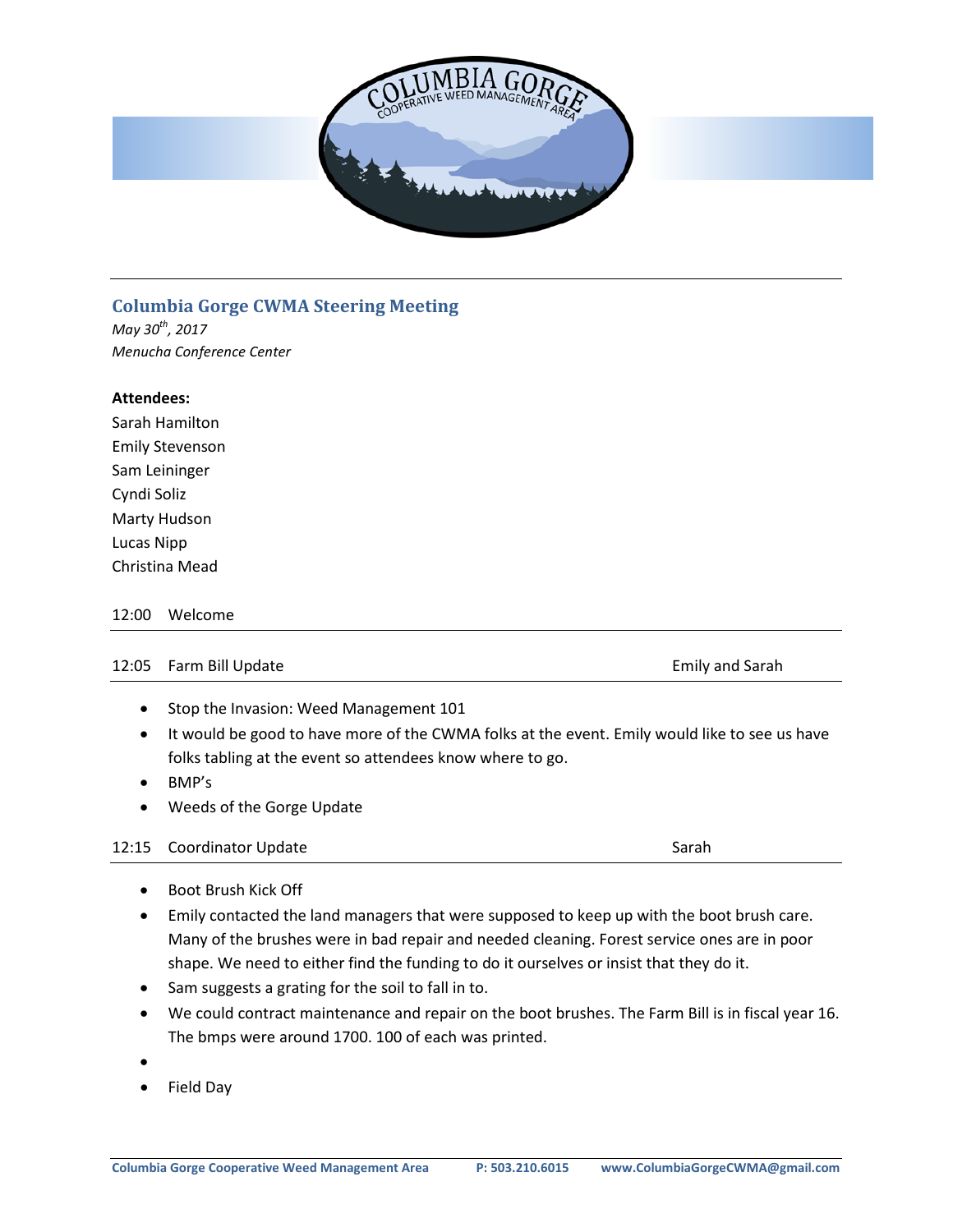## Columbia Gorge CWMA Steering Meeting

*May 30th, 2017*
*Menucha Conference Center*

**Attendees:**

Sarah Hamilton
Emily Stevenson
Sam Leininger
Cyndi Soliz
Marty Hudson
Lucas Nipp
Christina Mead

12:00 Welcome

12:05 Farm Bill Update — Emily and Sarah

- Stop the Invasion: Weed Management 101
- It would be good to have more of the CWMA folks at the event. Emily would like to see us have folks tabling at the event so attendees know where to go.
- BMP's
- Weeds of the Gorge Update

12:15 Coordinator Update — Sarah

- Boot Brush Kick Off
- Emily contacted the land managers that were supposed to keep up with the boot brush care. Many of the brushes were in bad repair and needed cleaning. Forest service ones are in poor shape. We need to either find the funding to do it ourselves or insist that they do it.
- Sam suggests a grating for the soil to fall in to.
- We could contract maintenance and repair on the boot brushes. The Farm Bill is in fiscal year 16. The bmps were around 1700. 100 of each was printed.
- 
- Field Day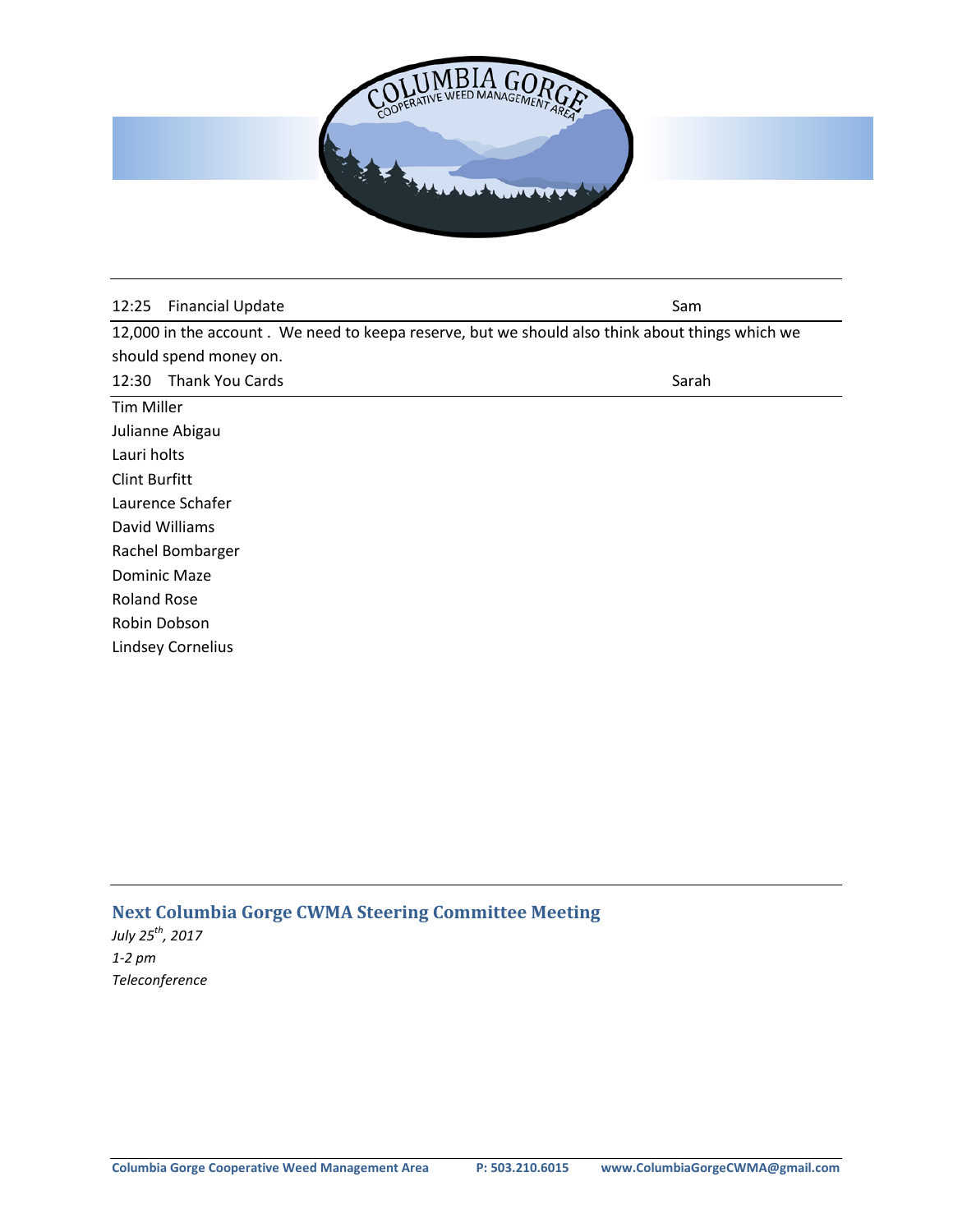| | | |
|---|---|---|
| 12:25 | Financial Update | Sam |

12,000 in the account . We need to keepa reserve, but we should also think about things which we should spend money on.

| | | |
|---|---|---|
| 12:30 | Thank You Cards | Sarah |

Tim Miller
Julianne Abigau
Lauri holts
Clint Burfitt
Laurence Schafer
David Williams
Rachel Bombarger
Dominic Maze
Roland Rose
Robin Dobson
Lindsey Cornelius

## Next Columbia Gorge CWMA Steering Committee Meeting

*July 25th, 2017*
*1-2 pm*
*Teleconference*

**Columbia Gorge Cooperative Weed Management Area** **P: 503.210.6015** **www.ColumbiaGorgeCWMA@gmail.com**